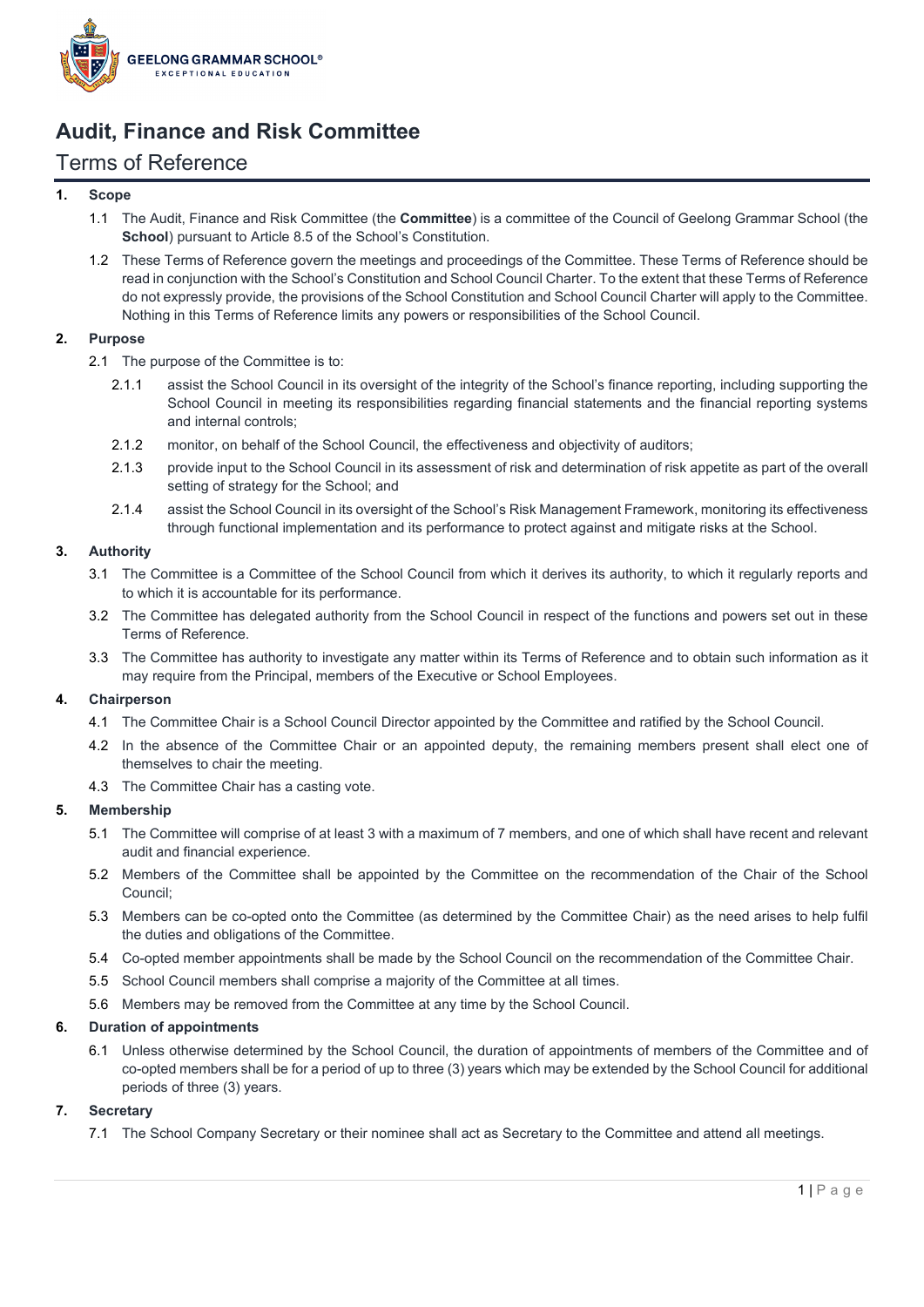GEELONG GRAMMAR SCHOOL®
EXCEPTIONAL EDUCATION

# Audit, Finance and Risk Committee

## Terms of Reference

**1. Scope**

1.1 The Audit, Finance and Risk Committee (the **Committee**) is a committee of the Council of Geelong Grammar School (the **School**) pursuant to Article 8.5 of the School's Constitution.

1.2 These Terms of Reference govern the meetings and proceedings of the Committee. These Terms of Reference should be read in conjunction with the School's Constitution and School Council Charter. To the extent that these Terms of Reference do not expressly provide, the provisions of the School Constitution and School Council Charter will apply to the Committee. Nothing in this Terms of Reference limits any powers or responsibilities of the School Council.

**2. Purpose**

2.1 The purpose of the Committee is to:

2.1.1 assist the School Council in its oversight of the integrity of the School's finance reporting, including supporting the School Council in meeting its responsibilities regarding financial statements and the financial reporting systems and internal controls;

2.1.2 monitor, on behalf of the School Council, the effectiveness and objectivity of auditors;

2.1.3 provide input to the School Council in its assessment of risk and determination of risk appetite as part of the overall setting of strategy for the School; and

2.1.4 assist the School Council in its oversight of the School's Risk Management Framework, monitoring its effectiveness through functional implementation and its performance to protect against and mitigate risks at the School.

**3. Authority**

3.1 The Committee is a Committee of the School Council from which it derives its authority, to which it regularly reports and to which it is accountable for its performance.

3.2 The Committee has delegated authority from the School Council in respect of the functions and powers set out in these Terms of Reference.

3.3 The Committee has authority to investigate any matter within its Terms of Reference and to obtain such information as it may require from the Principal, members of the Executive or School Employees.

**4. Chairperson**

4.1 The Committee Chair is a School Council Director appointed by the Committee and ratified by the School Council.

4.2 In the absence of the Committee Chair or an appointed deputy, the remaining members present shall elect one of themselves to chair the meeting.

4.3 The Committee Chair has a casting vote.

**5. Membership**

5.1 The Committee will comprise of at least 3 with a maximum of 7 members, and one of which shall have recent and relevant audit and financial experience.

5.2 Members of the Committee shall be appointed by the Committee on the recommendation of the Chair of the School Council;

5.3 Members can be co-opted onto the Committee (as determined by the Committee Chair) as the need arises to help fulfil the duties and obligations of the Committee.

5.4 Co-opted member appointments shall be made by the School Council on the recommendation of the Committee Chair.

5.5 School Council members shall comprise a majority of the Committee at all times.

5.6 Members may be removed from the Committee at any time by the School Council.

**6. Duration of appointments**

6.1 Unless otherwise determined by the School Council, the duration of appointments of members of the Committee and of co-opted members shall be for a period of up to three (3) years which may be extended by the School Council for additional periods of three (3) years.

**7. Secretary**

7.1 The School Company Secretary or their nominee shall act as Secretary to the Committee and attend all meetings.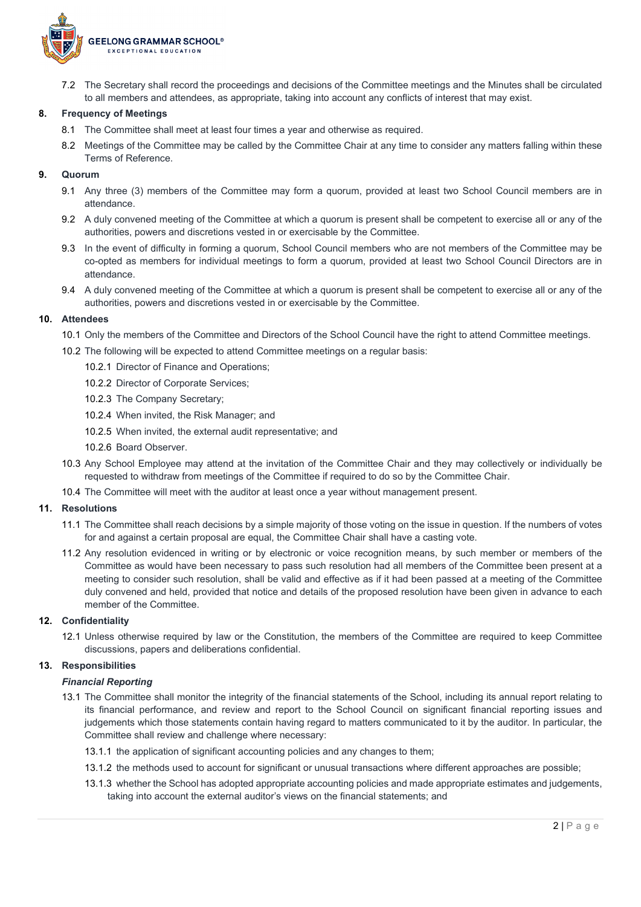7.2 The Secretary shall record the proceedings and decisions of the Committee meetings and the Minutes shall be circulated to all members and attendees, as appropriate, taking into account any conflicts of interest that may exist.

## 8. Frequency of Meetings

8.1 The Committee shall meet at least four times a year and otherwise as required.

8.2 Meetings of the Committee may be called by the Committee Chair at any time to consider any matters falling within these Terms of Reference.

## 9. Quorum

9.1 Any three (3) members of the Committee may form a quorum, provided at least two School Council members are in attendance.

9.2 A duly convened meeting of the Committee at which a quorum is present shall be competent to exercise all or any of the authorities, powers and discretions vested in or exercisable by the Committee.

9.3 In the event of difficulty in forming a quorum, School Council members who are not members of the Committee may be co-opted as members for individual meetings to form a quorum, provided at least two School Council Directors are in attendance.

9.4 A duly convened meeting of the Committee at which a quorum is present shall be competent to exercise all or any of the authorities, powers and discretions vested in or exercisable by the Committee.

## 10. Attendees

10.1 Only the members of the Committee and Directors of the School Council have the right to attend Committee meetings.

10.2 The following will be expected to attend Committee meetings on a regular basis:

- 10.2.1 Director of Finance and Operations;
- 10.2.2 Director of Corporate Services;
- 10.2.3 The Company Secretary;
- 10.2.4 When invited, the Risk Manager; and
- 10.2.5 When invited, the external audit representative; and
- 10.2.6 Board Observer.

10.3 Any School Employee may attend at the invitation of the Committee Chair and they may collectively or individually be requested to withdraw from meetings of the Committee if required to do so by the Committee Chair.

10.4 The Committee will meet with the auditor at least once a year without management present.

## 11. Resolutions

11.1 The Committee shall reach decisions by a simple majority of those voting on the issue in question. If the numbers of votes for and against a certain proposal are equal, the Committee Chair shall have a casting vote.

11.2 Any resolution evidenced in writing or by electronic or voice recognition means, by such member or members of the Committee as would have been necessary to pass such resolution had all members of the Committee been present at a meeting to consider such resolution, shall be valid and effective as if it had been passed at a meeting of the Committee duly convened and held, provided that notice and details of the proposed resolution have been given in advance to each member of the Committee.

## 12. Confidentiality

12.1 Unless otherwise required by law or the Constitution, the members of the Committee are required to keep Committee discussions, papers and deliberations confidential.

## 13. Responsibilities

***Financial Reporting***

13.1 The Committee shall monitor the integrity of the financial statements of the School, including its annual report relating to its financial performance, and review and report to the School Council on significant financial reporting issues and judgements which those statements contain having regard to matters communicated to it by the auditor. In particular, the Committee shall review and challenge where necessary:

- 13.1.1 the application of significant accounting policies and any changes to them;
- 13.1.2 the methods used to account for significant or unusual transactions where different approaches are possible;
- 13.1.3 whether the School has adopted appropriate accounting policies and made appropriate estimates and judgements, taking into account the external auditor's views on the financial statements; and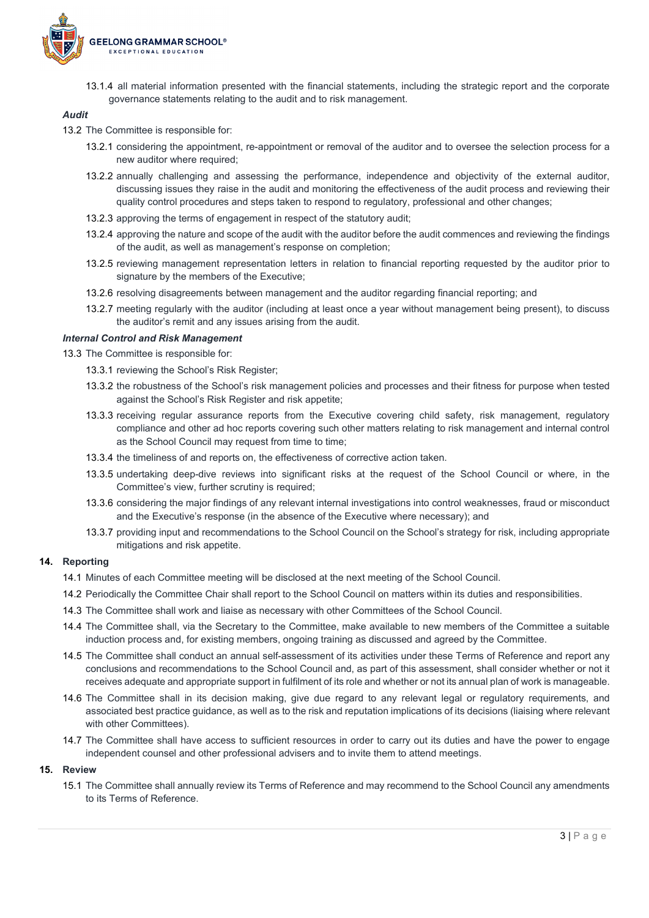13.1.4 all material information presented with the financial statements, including the strategic report and the corporate governance statements relating to the audit and to risk management.

*Audit*

13.2 The Committee is responsible for:

13.2.1 considering the appointment, re-appointment or removal of the auditor and to oversee the selection process for a new auditor where required;

13.2.2 annually challenging and assessing the performance, independence and objectivity of the external auditor, discussing issues they raise in the audit and monitoring the effectiveness of the audit process and reviewing their quality control procedures and steps taken to respond to regulatory, professional and other changes;

13.2.3 approving the terms of engagement in respect of the statutory audit;

13.2.4 approving the nature and scope of the audit with the auditor before the audit commences and reviewing the findings of the audit, as well as management's response on completion;

13.2.5 reviewing management representation letters in relation to financial reporting requested by the auditor prior to signature by the members of the Executive;

13.2.6 resolving disagreements between management and the auditor regarding financial reporting; and

13.2.7 meeting regularly with the auditor (including at least once a year without management being present), to discuss the auditor's remit and any issues arising from the audit.

***Internal Control and Risk Management***

13.3 The Committee is responsible for:

13.3.1 reviewing the School's Risk Register;

13.3.2 the robustness of the School's risk management policies and processes and their fitness for purpose when tested against the School's Risk Register and risk appetite;

13.3.3 receiving regular assurance reports from the Executive covering child safety, risk management, regulatory compliance and other ad hoc reports covering such other matters relating to risk management and internal control as the School Council may request from time to time;

13.3.4 the timeliness of and reports on, the effectiveness of corrective action taken.

13.3.5 undertaking deep-dive reviews into significant risks at the request of the School Council or where, in the Committee's view, further scrutiny is required;

13.3.6 considering the major findings of any relevant internal investigations into control weaknesses, fraud or misconduct and the Executive's response (in the absence of the Executive where necessary); and

13.3.7 providing input and recommendations to the School Council on the School's strategy for risk, including appropriate mitigations and risk appetite.

**14. Reporting**

14.1 Minutes of each Committee meeting will be disclosed at the next meeting of the School Council.

14.2 Periodically the Committee Chair shall report to the School Council on matters within its duties and responsibilities.

14.3 The Committee shall work and liaise as necessary with other Committees of the School Council.

14.4 The Committee shall, via the Secretary to the Committee, make available to new members of the Committee a suitable induction process and, for existing members, ongoing training as discussed and agreed by the Committee.

14.5 The Committee shall conduct an annual self-assessment of its activities under these Terms of Reference and report any conclusions and recommendations to the School Council and, as part of this assessment, shall consider whether or not it receives adequate and appropriate support in fulfilment of its role and whether or not its annual plan of work is manageable.

14.6 The Committee shall in its decision making, give due regard to any relevant legal or regulatory requirements, and associated best practice guidance, as well as to the risk and reputation implications of its decisions (liaising where relevant with other Committees).

14.7 The Committee shall have access to sufficient resources in order to carry out its duties and have the power to engage independent counsel and other professional advisers and to invite them to attend meetings.

**15. Review**

15.1 The Committee shall annually review its Terms of Reference and may recommend to the School Council any amendments to its Terms of Reference.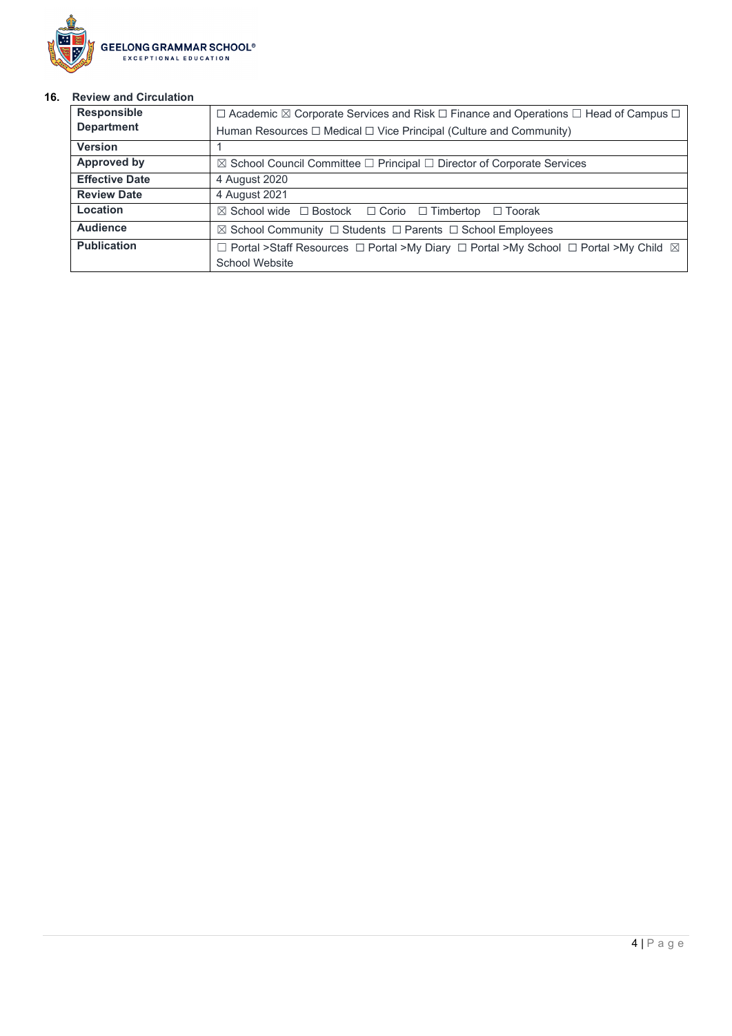## 16. Review and Circulation

| | |
|---|---|
| **Responsible Department** | ☐ Academic ☒ Corporate Services and Risk ☐ Finance and Operations ☐ Head of Campus ☐ Human Resources ☐ Medical ☐ Vice Principal (Culture and Community) |
| **Version** | 1 |
| **Approved by** | ☒ School Council Committee ☐ Principal ☐ Director of Corporate Services |
| **Effective Date** | 4 August 2020 |
| **Review Date** | 4 August 2021 |
| **Location** | ☒ School wide ☐ Bostock ☐ Corio ☐ Timbertop ☐ Toorak |
| **Audience** | ☒ School Community ☐ Students ☐ Parents ☐ School Employees |
| **Publication** | ☐ Portal >Staff Resources ☐ Portal >My Diary ☐ Portal >My School ☐ Portal >My Child ☒ School Website |